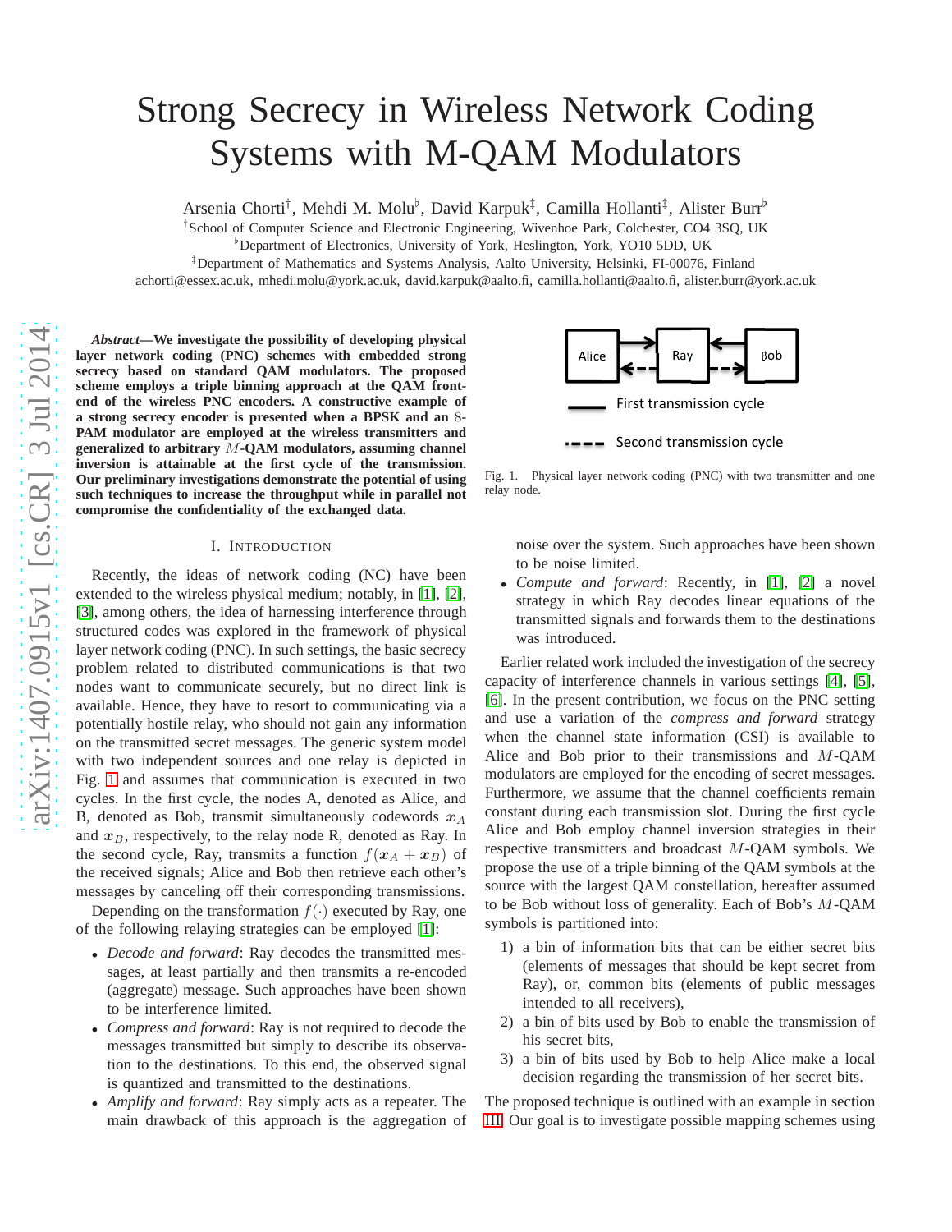# Strong Secrecy in Wireless Network Coding Systems with M-QAM Modulators

Arsenia Chorti[†], Mehdi M. Molu[♭], David Karpuk[‡], Camilla Hollanti[‡], Alister Burr[♭]

[†]School of Computer Science and Electronic Engineering, Wivenhoe Park, Colchester, CO4 3SQ, UK

[♭]Department of Electronics, University of York, Heslington, York, YO10 5DD, UK

[‡]Department of Mathematics and Systems Analysis, Aalto University, Helsinki, FI-00076, Finland

achorti@essex.ac.uk, mhedi.molu@york.ac.uk, david.karpuk@aalto.fi, camilla.hollanti@aalto.fi, alister.burr@york.ac.uk

***Abstract*—We investigate the possibility of developing physical layer network coding (PNC) schemes with embedded strong secrecy based on standard QAM modulators. The proposed scheme employs a triple binning approach at the QAM front-end of the wireless PNC encoders. A constructive example of a strong secrecy encoder is presented when a BPSK and an $8$-PAM modulator are employed at the wireless transmitters and generalized to arbitrary $M$-QAM modulators, assuming channel inversion is attainable at the first cycle of the transmission. Our preliminary investigations demonstrate the potential of using such techniques to increase the throughput while in parallel not compromise the confidentiality of the exchanged data.**

## I. Introduction

Recently, the ideas of network coding (NC) have been extended to the wireless physical medium; notably, in [1], [2], [3], among others, the idea of harnessing interference through structured codes was explored in the framework of physical layer network coding (PNC). In such settings, the basic secrecy problem related to distributed communications is that two nodes want to communicate securely, but no direct link is available. Hence, they have to resort to communicating via a potentially hostile relay, who should not gain any information on the transmitted secret messages. The generic system model with two independent sources and one relay is depicted in Fig. 1 and assumes that communication is executed in two cycles. In the first cycle, the nodes A, denoted as Alice, and B, denoted as Bob, transmit simultaneously codewords $\boldsymbol{x}_A$ and $\boldsymbol{x}_B$, respectively, to the relay node R, denoted as Ray. In the second cycle, Ray, transmits a function $f(\boldsymbol{x}_A + \boldsymbol{x}_B)$ of the received signals; Alice and Bob then retrieve each other's messages by canceling off their corresponding transmissions.

Depending on the transformation $f(\cdot)$ executed by Ray, one of the following relaying strategies can be employed [1]:

- *Decode and forward*: Ray decodes the transmitted messages, at least partially and then transmits a re-encoded (aggregate) message. Such approaches have been shown to be interference limited.
- *Compress and forward*: Ray is not required to decode the messages transmitted but simply to describe its observation to the destinations. To this end, the observed signal is quantized and transmitted to the destinations.
- *Amplify and forward*: Ray simply acts as a repeater. The main drawback of this approach is the aggregation of noise over the system. Such approaches have been shown to be noise limited.
- *Compute and forward*: Recently, in [1], [2] a novel strategy in which Ray decodes linear equations of the transmitted signals and forwards them to the destinations was introduced.

Alice → Ray ← Bob (first transmission cycle, solid); Alice ← Ray → Bob (second transmission cycle, dashed)

Fig. 1. Physical layer network coding (PNC) with two transmitter and one relay node.

Earlier related work included the investigation of the secrecy capacity of interference channels in various settings [4], [5], [6]. In the present contribution, we focus on the PNC setting and use a variation of the *compress and forward* strategy when the channel state information (CSI) is available to Alice and Bob prior to their transmissions and $M$-QAM modulators are employed for the encoding of secret messages. Furthermore, we assume that the channel coefficients remain constant during each transmission slot. During the first cycle Alice and Bob employ channel inversion strategies in their respective transmitters and broadcast $M$-QAM symbols. We propose the use of a triple binning of the QAM symbols at the source with the largest QAM constellation, hereafter assumed to be Bob without loss of generality. Each of Bob's $M$-QAM symbols is partitioned into:

1) a bin of information bits that can be either secret bits (elements of messages that should be kept secret from Ray), or, common bits (elements of public messages intended to all receivers),
2) a bin of bits used by Bob to enable the transmission of his secret bits,
3) a bin of bits used by Bob to help Alice make a local decision regarding the transmission of her secret bits.

The proposed technique is outlined with an example in section III. Our goal is to investigate possible mapping schemes using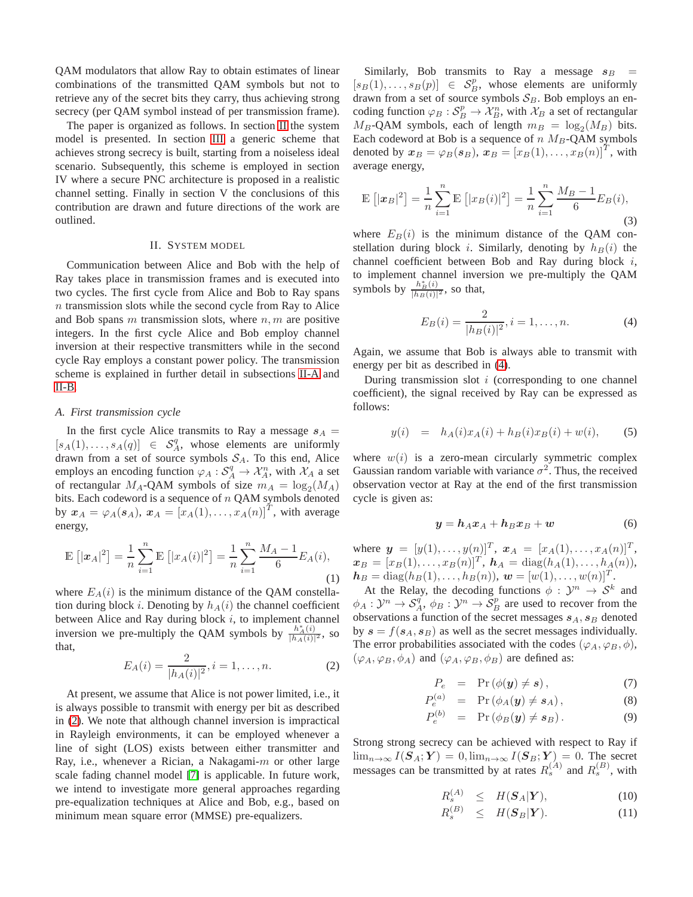QAM modulators that allow Ray to obtain estimates of linear combinations of the transmitted QAM symbols but not to retrieve any of the secret bits they carry, thus achieving strong secrecy (per QAM symbol instead of per transmission frame).

The paper is organized as follows. In section II the system model is presented. In section III a generic scheme that achieves strong secrecy is built, starting from a noiseless ideal scenario. Subsequently, this scheme is employed in section IV where a secure PNC architecture is proposed in a realistic channel setting. Finally in section V the conclusions of this contribution are drawn and future directions of the work are outlined.

## II. System model

Communication between Alice and Bob with the help of Ray takes place in transmission frames and is executed into two cycles. The first cycle from Alice and Bob to Ray spans $n$ transmission slots while the second cycle from Ray to Alice and Bob spans $m$ transmission slots, where $n, m$ are positive integers. In the first cycle Alice and Bob employ channel inversion at their respective transmitters while in the second cycle Ray employs a constant power policy. The transmission scheme is explained in further detail in subsections II-A and II-B.

### A. First transmission cycle

In the first cycle Alice transmits to Ray a message $\boldsymbol{s}_A = [s_A(1), \ldots, s_A(q)] \in \mathcal{S}_A^q$, whose elements are uniformly drawn from a set of source symbols $\mathcal{S}_A$. To this end, Alice employs an encoding function $\varphi_A : \mathcal{S}_A^q \rightarrow \mathcal{X}_A^n$, with $\mathcal{X}_A$ a set of rectangular $M_A$-QAM symbols of size $m_A = \log_2(M_A)$ bits. Each codeword is a sequence of $n$ QAM symbols denoted by $\boldsymbol{x}_A = \varphi_A(\boldsymbol{s}_A)$, $\boldsymbol{x}_A = [x_A(1), \ldots, x_A(n)]^T$, with average energy,

$$\mathbb{E}\left[|\boldsymbol{x}_A|^2\right] = \frac{1}{n}\sum_{i=1}^{n}\mathbb{E}\left[|x_A(i)|^2\right] = \frac{1}{n}\sum_{i=1}^{n}\frac{M_A - 1}{6}E_A(i), \tag{1}$$

where $E_A(i)$ is the minimum distance of the QAM constellation during block $i$. Denoting by $h_A(i)$ the channel coefficient between Alice and Ray during block $i$, to implement channel inversion we pre-multiply the QAM symbols by $\frac{h_A^*(i)}{|h_A(i)|^2}$, so that,

$$E_A(i) = \frac{2}{|h_A(i)|^2}, i = 1, \ldots, n. \tag{2}$$

At present, we assume that Alice is not power limited, i.e., it is always possible to transmit with energy per bit as described in (2). We note that although channel inversion is impractical in Rayleigh environments, it can be employed whenever a line of sight (LOS) exists between either transmitter and Ray, i.e., whenever a Rician, a Nakagami-$m$ or other large scale fading channel model [7] is applicable. In future work, we intend to investigate more general approaches regarding pre-equalization techniques at Alice and Bob, e.g., based on minimum mean square error (MMSE) pre-equalizers.

Similarly, Bob transmits to Ray a message $\boldsymbol{s}_B = [s_B(1), \ldots, s_B(p)] \in \mathcal{S}_B^p$, whose elements are uniformly drawn from a set of source symbols $\mathcal{S}_B$. Bob employs an encoding function $\varphi_B : \mathcal{S}_B^p \rightarrow \mathcal{X}_B^n$, with $\mathcal{X}_B$ a set of rectangular $M_B$-QAM symbols, each of length $m_B = \log_2(M_B)$ bits. Each codeword at Bob is a sequence of $n$ $M_B$-QAM symbols denoted by $\boldsymbol{x}_B = \varphi_B(\boldsymbol{s}_B)$, $\boldsymbol{x}_B = [x_B(1), \ldots, x_B(n)]^T$, with average energy,

$$\mathbb{E}\left[|\boldsymbol{x}_B|^2\right] = \frac{1}{n}\sum_{i=1}^{n}\mathbb{E}\left[|x_B(i)|^2\right] = \frac{1}{n}\sum_{i=1}^{n}\frac{M_B - 1}{6}E_B(i), \tag{3}$$

where $E_B(i)$ is the minimum distance of the QAM constellation during block $i$. Similarly, denoting by $h_B(i)$ the channel coefficient between Bob and Ray during block $i$, to implement channel inversion we pre-multiply the QAM symbols by $\frac{h_B^*(i)}{|h_B(i)|^2}$, so that,

$$E_B(i) = \frac{2}{|h_B(i)|^2}, i = 1, \ldots, n. \tag{4}$$

Again, we assume that Bob is always able to transmit with energy per bit as described in (4).

During transmission slot $i$ (corresponding to one channel coefficient), the signal received by Ray can be expressed as follows:

$$y(i) = h_A(i)x_A(i) + h_B(i)x_B(i) + w(i), \tag{5}$$

where $w(i)$ is a zero-mean circularly symmetric complex Gaussian random variable with variance $\sigma^2$. Thus, the received observation vector at Ray at the end of the first transmission cycle is given as:

$$\boldsymbol{y} = \boldsymbol{h}_A\boldsymbol{x}_A + \boldsymbol{h}_B\boldsymbol{x}_B + \boldsymbol{w} \tag{6}$$

where $\boldsymbol{y} = [y(1), \ldots, y(n)]^T$, $\boldsymbol{x}_A = [x_A(1), \ldots, x_A(n)]^T$, $\boldsymbol{x}_B = [x_B(1), \ldots, x_B(n)]^T$, $\boldsymbol{h}_A = \text{diag}(h_A(1), \ldots, h_A(n))$, $\boldsymbol{h}_B = \text{diag}(h_B(1), \ldots, h_B(n))$, $\boldsymbol{w} = [w(1), \ldots, w(n)]^T$.

At the Relay, the decoding functions $\phi : \mathcal{Y}^n \rightarrow \mathcal{S}^k$ and $\phi_A : \mathcal{Y}^n \rightarrow \mathcal{S}_A^q$, $\phi_B : \mathcal{Y}^n \rightarrow \mathcal{S}_B^p$ are used to recover from the observations a function of the secret messages $\boldsymbol{s}_A, \boldsymbol{s}_B$ denoted by $\boldsymbol{s} = f(\boldsymbol{s}_A, \boldsymbol{s}_B)$ as well as the secret messages individually. The error probabilities associated with the codes $(\varphi_A, \varphi_B, \phi)$, $(\varphi_A, \varphi_B, \phi_A)$ and $(\varphi_A, \varphi_B, \phi_B)$ are defined as:

$$P_e = \Pr\left(\phi(\boldsymbol{y}) \neq \boldsymbol{s}\right), \tag{7}$$

$$P_e^{(a)} = \Pr\left(\phi_A(\boldsymbol{y}) \neq \boldsymbol{s}_A\right), \tag{8}$$

$$P_e^{(b)} = \Pr\left(\phi_B(\boldsymbol{y}) \neq \boldsymbol{s}_B\right). \tag{9}$$

Strong strong secrecy can be achieved with respect to Ray if $\lim_{n\to\infty} I(\boldsymbol{S}_A; \boldsymbol{Y}) = 0, \lim_{n\to\infty} I(\boldsymbol{S}_B; \boldsymbol{Y}) = 0$. The secret messages can be transmitted by at rates $R_s^{(A)}$ and $R_s^{(B)}$, with

$$R_s^{(A)} \leq H(\boldsymbol{S}_A|\boldsymbol{Y}), \tag{10}$$

$$R_s^{(B)} \leq H(\boldsymbol{S}_B|\boldsymbol{Y}). \tag{11}$$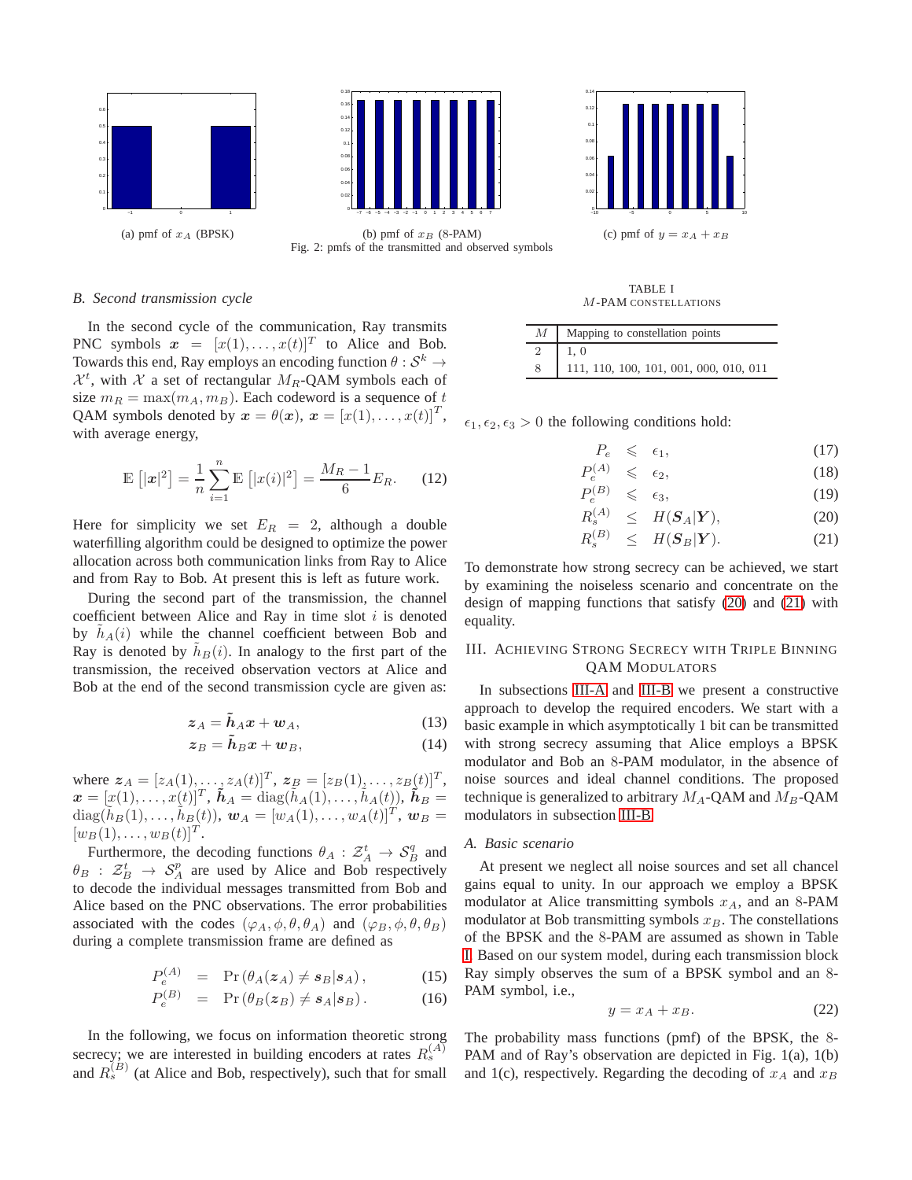(a) pmf of $x_A$ (BPSK)

(b) pmf of $x_B$ (8-PAM)

(c) pmf of $y = x_A + x_B$

Fig. 2: pmfs of the transmitted and observed symbols

### B. Second transmission cycle

In the second cycle of the communication, Ray transmits PNC symbols $\boldsymbol{x} = [x(1), \ldots, x(t)]^T$ to Alice and Bob. Towards this end, Ray employs an encoding function $\theta : \mathcal{S}^k \to \mathcal{X}^t$, with $\mathcal{X}$ a set of rectangular $M_R$-QAM symbols each of size $m_R = \max(m_A, m_B)$. Each codeword is a sequence of $t$ QAM symbols denoted by $\boldsymbol{x} = \theta(\boldsymbol{x})$, $\boldsymbol{x} = [x(1), \ldots, x(t)]^T$, with average energy,

$$\mathbb{E}\left[|\boldsymbol{x}|^2\right] = \frac{1}{n}\sum_{i=1}^{n} \mathbb{E}\left[|x(i)|^2\right] = \frac{M_R - 1}{6} E_R. \quad (12)$$

Here for simplicity we set $E_R = 2$, although a double waterfilling algorithm could be designed to optimize the power allocation across both communication links from Ray to Alice and from Ray to Bob. At present this is left as future work.

During the second part of the transmission, the channel coefficient between Alice and Ray in time slot $i$ is denoted by $\tilde{h}_A(i)$ while the channel coefficient between Bob and Ray is denoted by $\tilde{h}_B(i)$. In analogy to the first part of the transmission, the received observation vectors at Alice and Bob at the end of the second transmission cycle are given as:

$$\boldsymbol{z}_A = \tilde{\boldsymbol{h}}_A \boldsymbol{x} + \boldsymbol{w}_A, \quad (13)$$

$$\boldsymbol{z}_B = \tilde{\boldsymbol{h}}_B \boldsymbol{x} + \boldsymbol{w}_B, \quad (14)$$

where $\boldsymbol{z}_A = [z_A(1), \ldots, z_A(t)]^T$, $\boldsymbol{z}_B = [z_B(1), \ldots, z_B(t)]^T$, $\boldsymbol{x} = [x(1), \ldots, x(t)]^T$, $\tilde{\boldsymbol{h}}_A = \mathrm{diag}(\tilde{h}_A(1), \ldots, \tilde{h}_A(t))$, $\tilde{\boldsymbol{h}}_B = \mathrm{diag}(\tilde{h}_B(1), \ldots, \tilde{h}_B(t))$, $\boldsymbol{w}_A = [w_A(1), \ldots, w_A(t)]^T$, $\boldsymbol{w}_B = [w_B(1), \ldots, w_B(t)]^T$.

Furthermore, the decoding functions $\theta_A : \mathcal{Z}_A^t \to \mathcal{S}_B^q$ and $\theta_B : \mathcal{Z}_B^t \to \mathcal{S}_A^p$ are used by Alice and Bob respectively to decode the individual messages transmitted from Bob and Alice based on the PNC observations. The error probabilities associated with the codes $(\varphi_A, \phi, \theta, \theta_A)$ and $(\varphi_B, \phi, \theta, \theta_B)$ during a complete transmission frame are defined as

$$P_e^{(A)} = \Pr\left(\theta_A(\boldsymbol{z}_A) \neq \boldsymbol{s}_B | \boldsymbol{s}_A\right), \quad (15)$$

$$P_e^{(B)} = \Pr\left(\theta_B(\boldsymbol{z}_B) \neq \boldsymbol{s}_A | \boldsymbol{s}_B\right). \quad (16)$$

In the following, we focus on information theoretic strong secrecy; we are interested in building encoders at rates $R_s^{(A)}$ and $R_s^{(B)}$ (at Alice and Bob, respectively), such that for small $\epsilon_1, \epsilon_2, \epsilon_3 > 0$ the following conditions hold:

TABLE I
$M$-PAM CONSTELLATIONS

| $M$ | Mapping to constellation points |
|---|---|
| 2 | 1, 0 |
| 8 | 111, 110, 100, 101, 001, 000, 010, 011 |

$$P_e \leqslant \epsilon_1, \quad (17)$$

$$P_e^{(A)} \leqslant \epsilon_2, \quad (18)$$

$$P_e^{(B)} \leqslant \epsilon_3, \quad (19)$$

$$R_s^{(A)} \leq H(\boldsymbol{S}_A|\boldsymbol{Y}), \quad (20)$$

$$R_s^{(B)} \leq H(\boldsymbol{S}_B|\boldsymbol{Y}). \quad (21)$$

To demonstrate how strong secrecy can be achieved, we start by examining the noiseless scenario and concentrate on the design of mapping functions that satisfy (20) and (21) with equality.

## III. Achieving Strong Secrecy with Triple Binning QAM Modulators

In subsections III-A and III-B we present a constructive approach to develop the required encoders. We start with a basic example in which asymptotically 1 bit can be transmitted with strong secrecy assuming that Alice employs a BPSK modulator and Bob an 8-PAM modulator, in the absence of noise sources and ideal channel conditions. The proposed technique is generalized to arbitrary $M_A$-QAM and $M_B$-QAM modulators in subsection III-B.

### A. Basic scenario

At present we neglect all noise sources and set all chancel gains equal to unity. In our approach we employ a BPSK modulator at Alice transmitting symbols $x_A$, and an 8-PAM modulator at Bob transmitting symbols $x_B$. The constellations of the BPSK and the 8-PAM are assumed as shown in Table I. Based on our system model, during each transmission block Ray simply observes the sum of a BPSK symbol and an 8-PAM symbol, i.e.,

$$y = x_A + x_B. \quad (22)$$

The probability mass functions (pmf) of the BPSK, the 8-PAM and of Ray's observation are depicted in Fig. 1(a), 1(b) and 1(c), respectively. Regarding the decoding of $x_A$ and $x_B$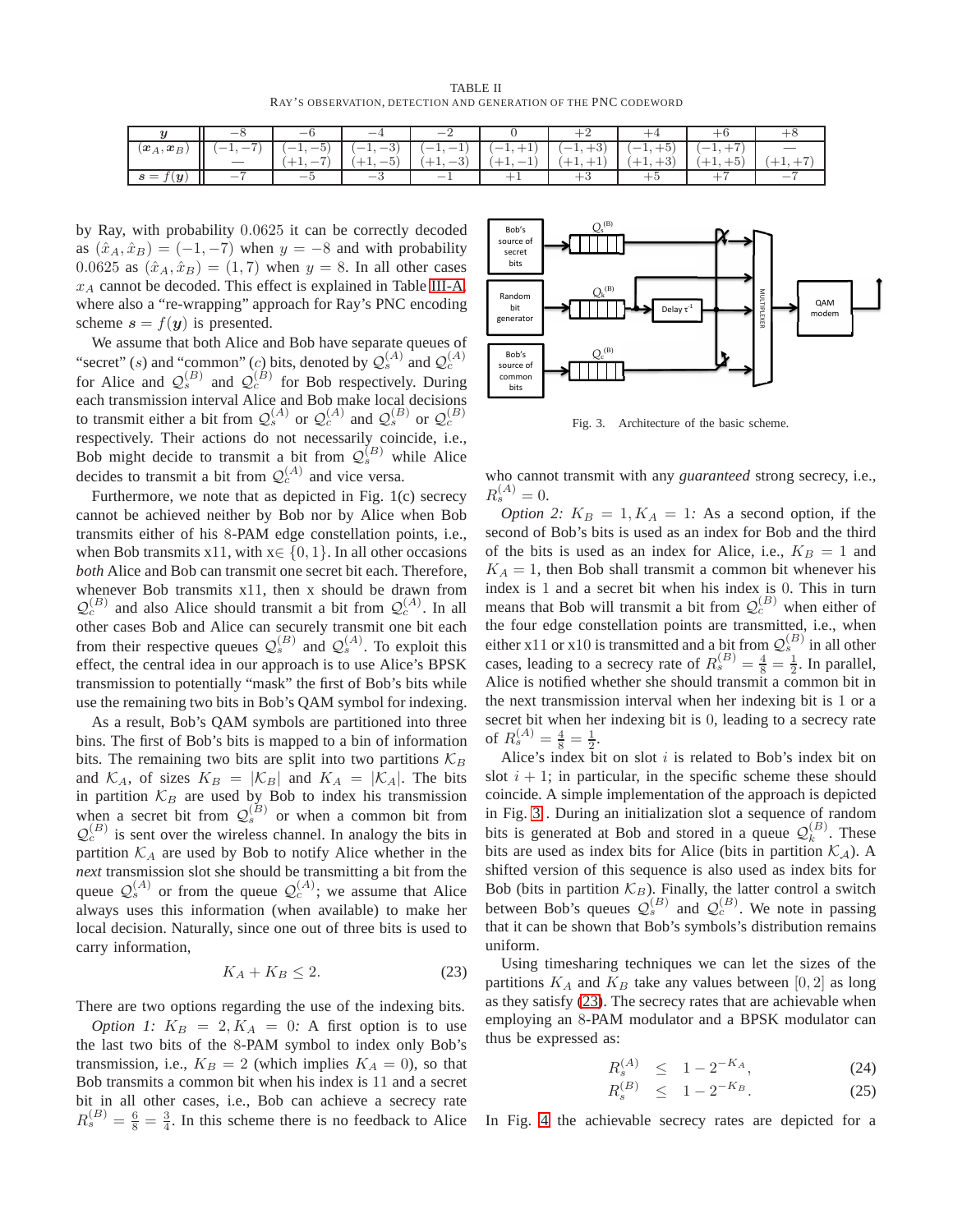TABLE II
RAY'S OBSERVATION, DETECTION AND GENERATION OF THE PNC CODEWORD

| $\boldsymbol{y}$ | $-8$ | $-6$ | $-4$ | $-2$ | $0$ | $+2$ | $+4$ | $+6$ | $+8$ |
|---|---|---|---|---|---|---|---|---|---|
| $(\boldsymbol{x}_A, \boldsymbol{x}_B)$ | $(-1,-7)$ | $(-1,-5)$ | $(-1,-3)$ | $(-1,-1)$ | $(-1,+1)$ | $(-1,+3)$ | $(-1,+5)$ | $(-1,+7)$ | — |
| | — | $(+1,-7)$ | $(+1,-5)$ | $(+1,-3)$ | $(+1,-1)$ | $(+1,+1)$ | $(+1,+3)$ | $(+1,+5)$ | $(+1,+7)$ |
| $\boldsymbol{s} = f(\boldsymbol{y})$ | $-7$ | $-5$ | $-3$ | $-1$ | $+1$ | $+3$ | $+5$ | $+7$ | $-7$ |

by Ray, with probability $0.0625$ it can be correctly decoded as $(\hat{x}_A, \hat{x}_B) = (-1, -7)$ when $y = -8$ and with probability $0.0625$ as $(\hat{x}_A, \hat{x}_B) = (1, 7)$ when $y = 8$. In all other cases $x_A$ cannot be decoded. This effect is explained in Table III-A, where also a "re-wrapping" approach for Ray's PNC encoding scheme $\boldsymbol{s} = f(\boldsymbol{y})$ is presented.

We assume that both Alice and Bob have separate queues of "secret" ($s$) and "common" ($c$) bits, denoted by $\mathcal{Q}_s^{(A)}$ and $\mathcal{Q}_c^{(A)}$ for Alice and $\mathcal{Q}_s^{(B)}$ and $\mathcal{Q}_c^{(B)}$ for Bob respectively. During each transmission interval Alice and Bob make local decisions to transmit either a bit from $\mathcal{Q}_s^{(A)}$ or $\mathcal{Q}_c^{(A)}$ and $\mathcal{Q}_s^{(B)}$ or $\mathcal{Q}_c^{(B)}$ respectively. Their actions do not necessarily coincide, i.e., Bob might decide to transmit a bit from $\mathcal{Q}_s^{(B)}$ while Alice decides to transmit a bit from $\mathcal{Q}_c^{(A)}$ and vice versa.

Furthermore, we note that as depicted in Fig. 1(c) secrecy cannot be achieved neither by Bob nor by Alice when Bob transmits either of his 8-PAM edge constellation points, i.e., when Bob transmits x11, with x$\in \{0, 1\}$. In all other occasions *both* Alice and Bob can transmit one secret bit each. Therefore, whenever Bob transmits x11, then x should be drawn from $\mathcal{Q}_c^{(B)}$ and also Alice should transmit a bit from $\mathcal{Q}_c^{(A)}$. In all other cases Bob and Alice can securely transmit one bit each from their respective queues $\mathcal{Q}_s^{(B)}$ and $\mathcal{Q}_s^{(A)}$. To exploit this effect, the central idea in our approach is to use Alice's BPSK transmission to potentially "mask" the first of Bob's bits while use the remaining two bits in Bob's QAM symbol for indexing.

As a result, Bob's QAM symbols are partitioned into three bins. The first of Bob's bits is mapped to a bin of information bits. The remaining two bits are split into two partitions $\mathcal{K}_B$ and $\mathcal{K}_A$, of sizes $K_B = |\mathcal{K}_B|$ and $K_A = |\mathcal{K}_A|$. The bits in partition $\mathcal{K}_B$ are used by Bob to index his transmission when a secret bit from $\mathcal{Q}_s^{(B)}$ or when a common bit from $\mathcal{Q}_c^{(B)}$ is sent over the wireless channel. In analogy the bits in partition $\mathcal{K}_A$ are used by Bob to notify Alice whether in the *next* transmission slot she should be transmitting a bit from the queue $\mathcal{Q}_s^{(A)}$ or from the queue $\mathcal{Q}_c^{(A)}$; we assume that Alice always uses this information (when available) to make her local decision. Naturally, since one out of three bits is used to carry information,

$$K_A + K_B \leq 2. \tag{23}$$

There are two options regarding the use of the indexing bits.

*Option 1: $K_B = 2, K_A = 0$:* A first option is to use the last two bits of the 8-PAM symbol to index only Bob's transmission, i.e., $K_B = 2$ (which implies $K_A = 0$), so that Bob transmits a common bit when his index is 11 and a secret bit in all other cases, i.e., Bob can achieve a secrecy rate $R_s^{(B)} = \frac{6}{8} = \frac{3}{4}$. In this scheme there is no feedback to Alice who cannot transmit with any *guaranteed* strong secrecy, i.e., $R_s^{(A)} = 0$.

Fig. 3. Architecture of the basic scheme.

*Option 2: $K_B = 1, K_A = 1$:* As a second option, if the second of Bob's bits is used as an index for Bob and the third of the bits is used as an index for Alice, i.e., $K_B = 1$ and $K_A = 1$, then Bob shall transmit a common bit whenever his index is 1 and a secret bit when his index is 0. This in turn means that Bob will transmit a bit from $\mathcal{Q}_c^{(B)}$ when either of the four edge constellation points are transmitted, i.e., when either x11 or x10 is transmitted and a bit from $\mathcal{Q}_s^{(B)}$ in all other cases, leading to a secrecy rate of $R_s^{(B)} = \frac{4}{8} = \frac{1}{2}$. In parallel, Alice is notified whether she should transmit a common bit in the next transmission interval when her indexing bit is 1 or a secret bit when her indexing bit is 0, leading to a secrecy rate of $R_s^{(A)} = \frac{4}{8} = \frac{1}{2}$.

Alice's index bit on slot $i$ is related to Bob's index bit on slot $i+1$; in particular, in the specific scheme these should coincide. A simple implementation of the approach is depicted in Fig. 3 . During an initialization slot a sequence of random bits is generated at Bob and stored in a queue $\mathcal{Q}_k^{(B)}$. These bits are used as index bits for Alice (bits in partition $\mathcal{K}_A$). A shifted version of this sequence is also used as index bits for Bob (bits in partition $\mathcal{K}_B$). Finally, the latter control a switch between Bob's queues $\mathcal{Q}_s^{(B)}$ and $\mathcal{Q}_c^{(B)}$. We note in passing that it can be shown that Bob's symbols's distribution remains uniform.

Using timesharing techniques we can let the sizes of the partitions $K_A$ and $K_B$ take any values between $[0, 2]$ as long as they satisfy (23). The secrecy rates that are achievable when employing an 8-PAM modulator and a BPSK modulator can thus be expressed as:

$$R_s^{(A)} \leq 1 - 2^{-K_A}, \tag{24}$$

$$R_s^{(B)} \leq 1 - 2^{-K_B}. \tag{25}$$

In Fig. 4 the achievable secrecy rates are depicted for a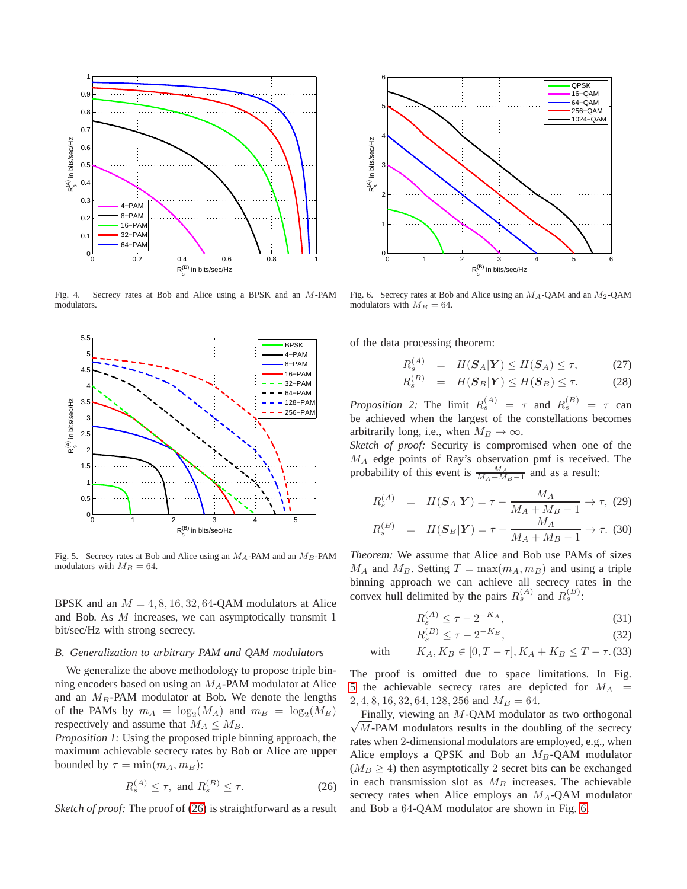Fig. 4. Secrecy rates at Bob and Alice using a BPSK and an $M$-PAM modulators.

Fig. 5. Secrecy rates at Bob and Alice using an $M_A$-PAM and an $M_B$-PAM modulators with $M_B = 64$.

BPSK and an $M = 4, 8, 16, 32, 64$-QAM modulators at Alice and Bob. As $M$ increases, we can asymptotically transmit 1 bit/sec/Hz with strong secrecy.

### B. Generalization to arbitrary PAM and QAM modulators

We generalize the above methodology to propose triple binning encoders based on using an $M_A$-PAM modulator at Alice and an $M_B$-PAM modulator at Bob. We denote the lengths of the PAMs by $m_A = \log_2(M_A)$ and $m_B = \log_2(M_B)$ respectively and assume that $M_A \leq M_B$.

*Proposition 1:* Using the proposed triple binning approach, the maximum achievable secrecy rates by Bob or Alice are upper bounded by $\tau = \min(m_A, m_B)$:

$$R_s^{(A)} \leq \tau, \text{ and } R_s^{(B)} \leq \tau. \tag{26}$$

*Sketch of proof:* The proof of (26) is straightforward as a result of the data processing theorem:

$$R_s^{(A)} = H(\boldsymbol{S}_A|\boldsymbol{Y}) \leq H(\boldsymbol{S}_A) \leq \tau, \tag{27}$$
$$R_s^{(B)} = H(\boldsymbol{S}_B|\boldsymbol{Y}) \leq H(\boldsymbol{S}_B) \leq \tau. \tag{28}$$

*Proposition 2:* The limit $R_s^{(A)} = \tau$ and $R_s^{(B)} = \tau$ can be achieved when the largest of the constellations becomes arbitrarily long, i.e., when $M_B \to \infty$.

*Sketch of proof:* Security is compromised when one of the $M_A$ edge points of Ray's observation pmf is received. The probability of this event is $\frac{M_A}{M_A+M_B-1}$ and as a result:

$$R_s^{(A)} = H(\boldsymbol{S}_A|\boldsymbol{Y}) = \tau - \frac{M_A}{M_A+M_B-1} \to \tau, \tag{29}$$
$$R_s^{(B)} = H(\boldsymbol{S}_B|\boldsymbol{Y}) = \tau - \frac{M_A}{M_A+M_B-1} \to \tau. \tag{30}$$

*Theorem:* We assume that Alice and Bob use PAMs of sizes $M_A$ and $M_B$. Setting $T = \max(m_A, m_B)$ and using a triple binning approach we can achieve all secrecy rates in the convex hull delimited by the pairs $R_s^{(A)}$ and $R_s^{(B)}$:

$$R_s^{(A)} \leq \tau - 2^{-K_A}, \tag{31}$$
$$R_s^{(B)} \leq \tau - 2^{-K_B}, \tag{32}$$
$$\text{with} \quad K_A, K_B \in [0, T-\tau], K_A + K_B \leq T - \tau. \tag{33}$$

The proof is omitted due to space limitations. In Fig. 5 the achievable secrecy rates are depicted for $M_A = 2, 4, 8, 16, 32, 64, 128, 256$ and $M_B = 64$.

Finally, viewing an $M$-QAM modulator as two orthogonal $\sqrt{M}$-PAM modulators results in the doubling of the secrecy rates when 2-dimensional modulators are employed, e.g., when Alice employs a QPSK and Bob an $M_B$-QAM modulator ($M_B \geq 4$) then asymptotically 2 secret bits can be exchanged in each transmission slot as $M_B$ increases. The achievable secrecy rates when Alice employs an $M_A$-QAM modulator and Bob a 64-QAM modulator are shown in Fig. 6.

Fig. 6. Secrecy rates at Bob and Alice using an $M_A$-QAM and an $M_2$-QAM modulators with $M_B = 64$.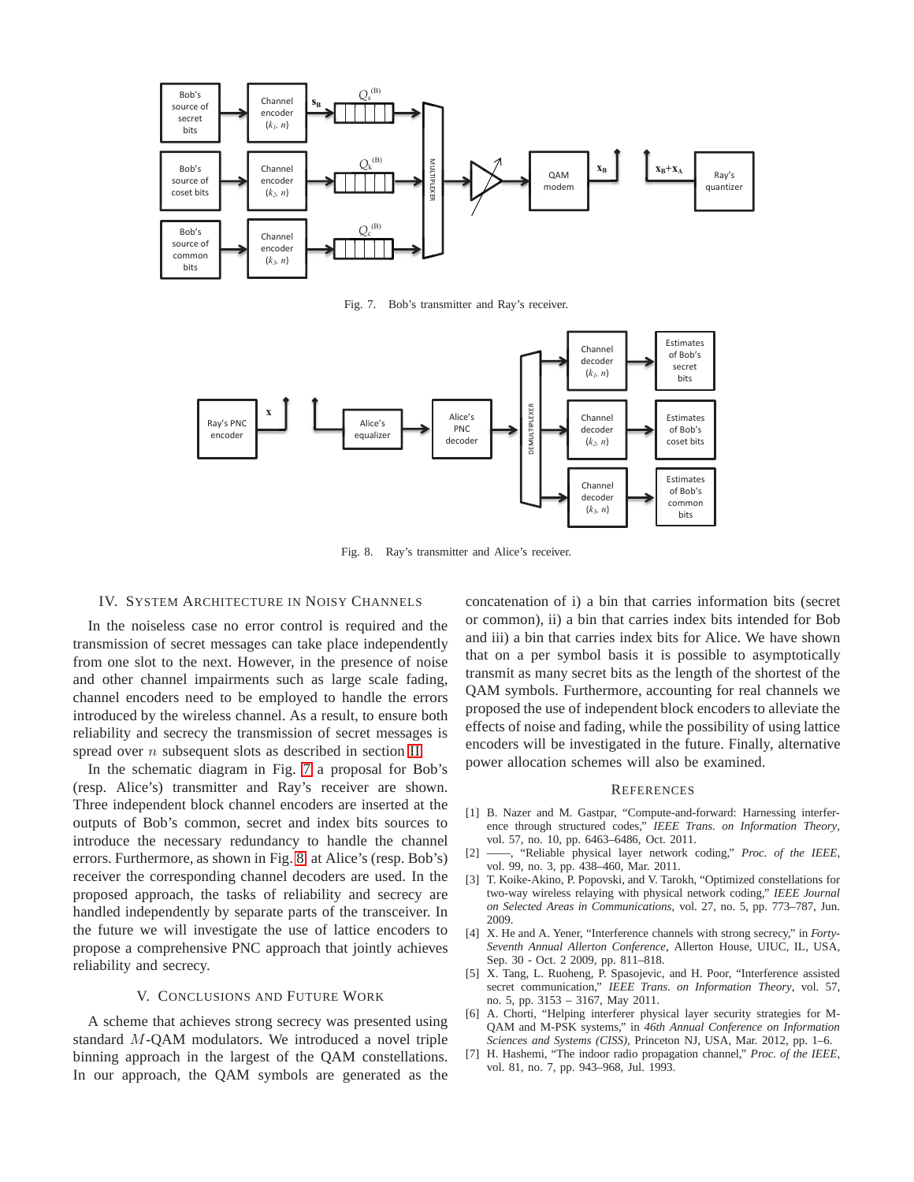Bob's source of secret bits

Channel encoder ($k_1$, $n$)

$\mathbf{s}_\mathbf{B}$

$Q_s^{(B)}$

Bob's source of coset bits

Channel encoder ($k_2$, $n$)

$Q_k^{(B)}$

Bob's source of common bits

Channel encoder ($k_3$, $n$)

$Q_c^{(B)}$

MULTIPLEXER

QAM modem

$\mathbf{x}_\mathbf{B}$

$\mathbf{x}_\mathbf{B}$+$\mathbf{x}_\mathbf{A}$

Ray's quantizer

Fig. 7. Bob's transmitter and Ray's receiver.

Ray's PNC encoder

$\mathbf{x}$

Alice's equalizer

Alice's PNC decoder

DEMULTIPLEXER

Channel decoder ($k_1$, $n$)

Estimates of Bob's secret bits

Channel decoder ($k_2$, $n$)

Estimates of Bob's coset bits

Channel decoder ($k_3$, $n$)

Estimates of Bob's common bits

Fig. 8. Ray's transmitter and Alice's receiver.

## IV. System Architecture in Noisy Channels

In the noiseless case no error control is required and the transmission of secret messages can take place independently from one slot to the next. However, in the presence of noise and other channel impairments such as large scale fading, channel encoders need to be employed to handle the errors introduced by the wireless channel. As a result, to ensure both reliability and secrecy the transmission of secret messages is spread over $n$ subsequent slots as described in section II.

In the schematic diagram in Fig. 7 a proposal for Bob's (resp. Alice's) transmitter and Ray's receiver are shown. Three independent block channel encoders are inserted at the outputs of Bob's common, secret and index bits sources to introduce the necessary redundancy to handle the channel errors. Furthermore, as shown in Fig. 8, at Alice's (resp. Bob's) receiver the corresponding channel decoders are used. In the proposed approach, the tasks of reliability and secrecy are handled independently by separate parts of the transceiver. In the future we will investigate the use of lattice encoders to propose a comprehensive PNC approach that jointly achieves reliability and secrecy.

## V. Conclusions and Future Work

A scheme that achieves strong secrecy was presented using standard $M$-QAM modulators. We introduced a novel triple binning approach in the largest of the QAM constellations. In our approach, the QAM symbols are generated as the concatenation of i) a bin that carries information bits (secret or common), ii) a bin that carries index bits intended for Bob and iii) a bin that carries index bits for Alice. We have shown that on a per symbol basis it is possible to asymptotically transmit as many secret bits as the length of the shortest of the QAM symbols. Furthermore, accounting for real channels we proposed the use of independent block encoders to alleviate the effects of noise and fading, while the possibility of using lattice encoders will be investigated in the future. Finally, alternative power allocation schemes will also be examined.

## References

[1] B. Nazer and M. Gastpar, "Compute-and-forward: Harnessing interference through structured codes," *IEEE Trans. on Information Theory*, vol. 57, no. 10, pp. 6463–6486, Oct. 2011.

[2] ——, "Reliable physical layer network coding," *Proc. of the IEEE*, vol. 99, no. 3, pp. 438–460, Mar. 2011.

[3] T. Koike-Akino, P. Popovski, and V. Tarokh, "Optimized constellations for two-way wireless relaying with physical network coding," *IEEE Journal on Selected Areas in Communications*, vol. 27, no. 5, pp. 773–787, Jun. 2009.

[4] X. He and A. Yener, "Interference channels with strong secrecy," in *Forty-Seventh Annual Allerton Conference*, Allerton House, UIUC, IL, USA, Sep. 30 - Oct. 2 2009, pp. 811–818.

[5] X. Tang, L. Ruoheng, P. Spasojevic, and H. Poor, "Interference assisted secret communication," *IEEE Trans. on Information Theory*, vol. 57, no. 5, pp. 3153 – 3167, May 2011.

[6] A. Chorti, "Helping interferer physical layer security strategies for M-QAM and M-PSK systems," in *46th Annual Conference on Information Sciences and Systems (CISS)*, Princeton NJ, USA, Mar. 2012, pp. 1–6.

[7] H. Hashemi, "The indoor radio propagation channel," *Proc. of the IEEE*, vol. 81, no. 7, pp. 943–968, Jul. 1993.